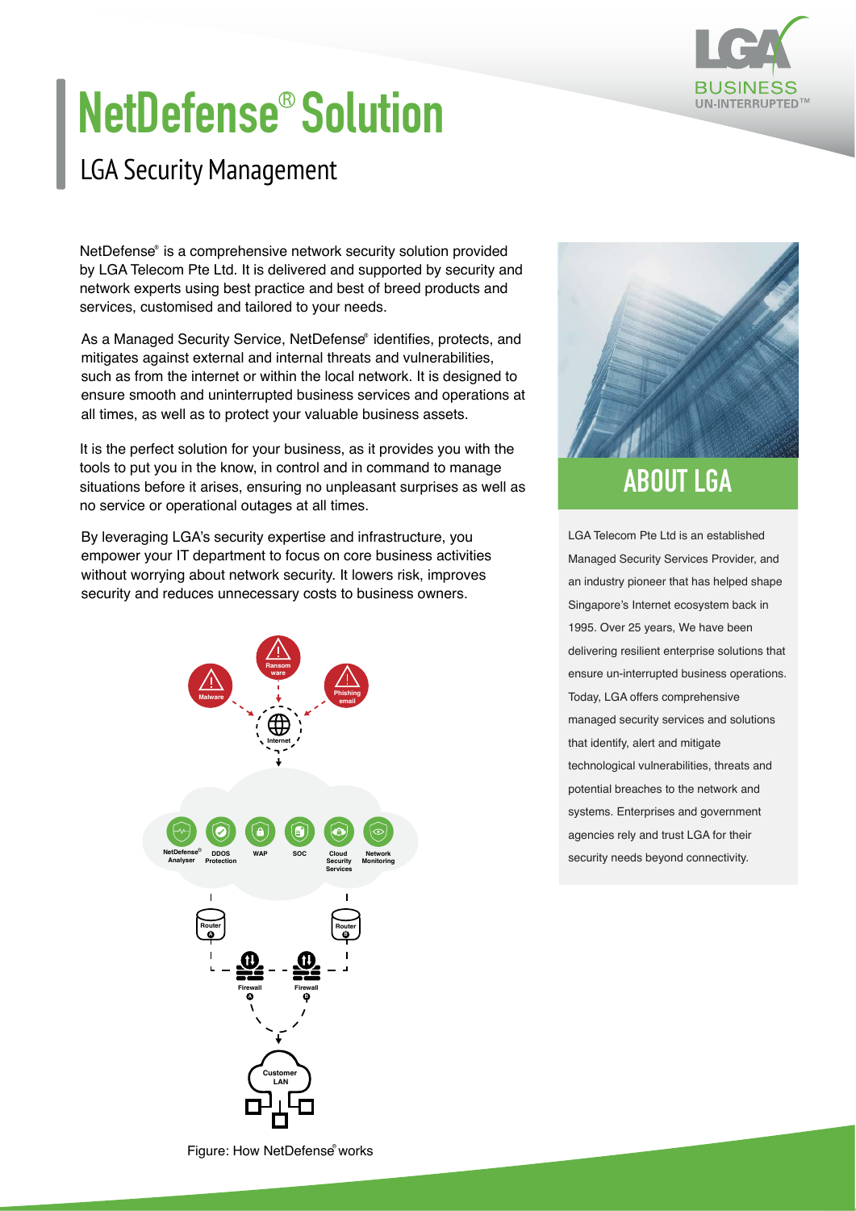# NetDefense® Solution

## LGA Security Management

NetDefense® is a comprehensive network security solution provided by LGA Telecom Pte Ltd. It is delivered and supported by security and network experts using best practice and best of breed products and services, customised and tailored to your needs.

As a Managed Security Service, NetDefense® identifies, protects, and mitigates against external and internal threats and vulnerabilities, such as from the internet or within the local network. It is designed to ensure smooth and uninterrupted business services and operations at all times, as well as to protect your valuable business assets.

It is the perfect solution for your business, as it provides you with the tools to put you in the know, in control and in command to manage situations before it arises, ensuring no unpleasant surprises as well as no service or operational outages at all times.

By leveraging LGA's security expertise and infrastructure, you empower your IT department to focus on core business activities without worrying about network security. It lowers risk, improves security and reduces unnecessary costs to business owners.

Figure: How NetDefense® works

## ABOUT LGA

LGA Telecom Pte Ltd is an established Managed Security Services Provider, and an industry pioneer that has helped shape Singapore's Internet ecosystem back in 1995. Over 25 years, We have been delivering resilient enterprise solutions that ensure un-interrupted business operations. Today, LGA offers comprehensive managed security services and solutions that identify, alert and mitigate technological vulnerabilities, threats and potential breaches to the network and systems. Enterprises and government agencies rely and trust LGA for their security needs beyond connectivity.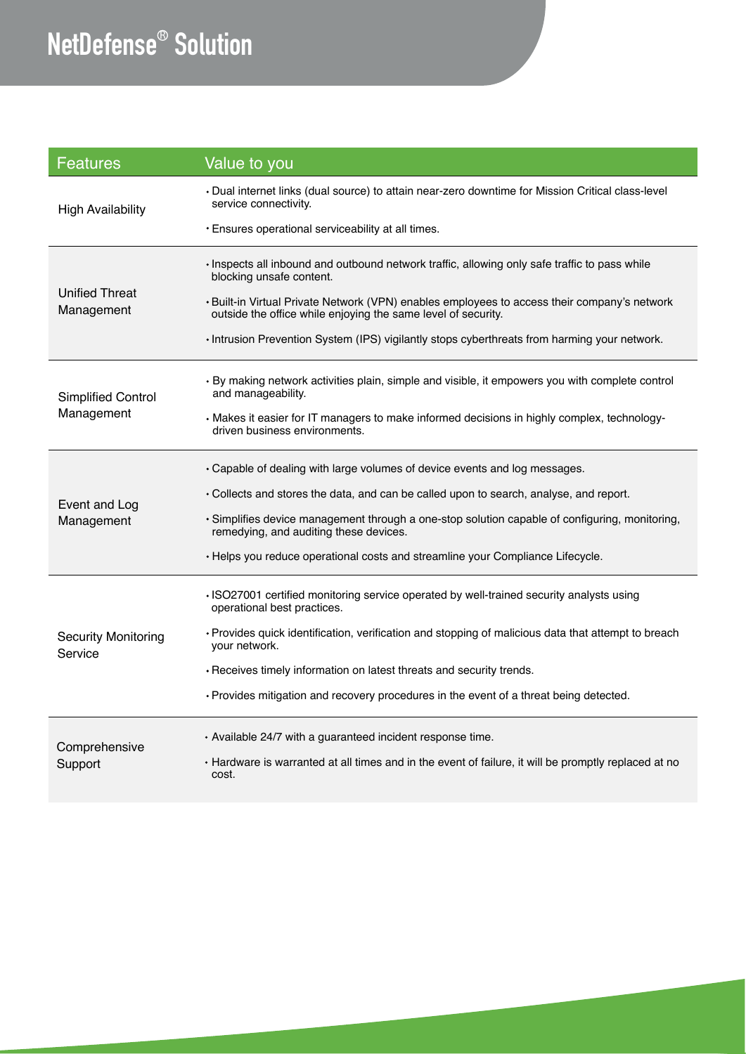# NetDefense® Solution

| Features | Value to you |
|---|---|
| High Availability | • Dual internet links (dual source) to attain near-zero downtime for Mission Critical class-level service connectivity.<br>• Ensures operational serviceability at all times. |
| Unified Threat Management | • Inspects all inbound and outbound network traffic, allowing only safe traffic to pass while blocking unsafe content.<br>• Built-in Virtual Private Network (VPN) enables employees to access their company's network outside the office while enjoying the same level of security.<br>• Intrusion Prevention System (IPS) vigilantly stops cyberthreats from harming your network. |
| Simplified Control Management | • By making network activities plain, simple and visible, it empowers you with complete control and manageability.<br>• Makes it easier for IT managers to make informed decisions in highly complex, technology-driven business environments. |
| Event and Log Management | • Capable of dealing with large volumes of device events and log messages.<br>• Collects and stores the data, and can be called upon to search, analyse, and report.<br>• Simplifies device management through a one-stop solution capable of configuring, monitoring, remedying, and auditing these devices.<br>• Helps you reduce operational costs and streamline your Compliance Lifecycle. |
| Security Monitoring Service | • ISO27001 certified monitoring service operated by well-trained security analysts using operational best practices.<br>• Provides quick identification, verification and stopping of malicious data that attempt to breach your network.<br>• Receives timely information on latest threats and security trends.<br>• Provides mitigation and recovery procedures in the event of a threat being detected. |
| Comprehensive Support | • Available 24/7 with a guaranteed incident response time.<br>• Hardware is warranted at all times and in the event of failure, it will be promptly replaced at no cost. |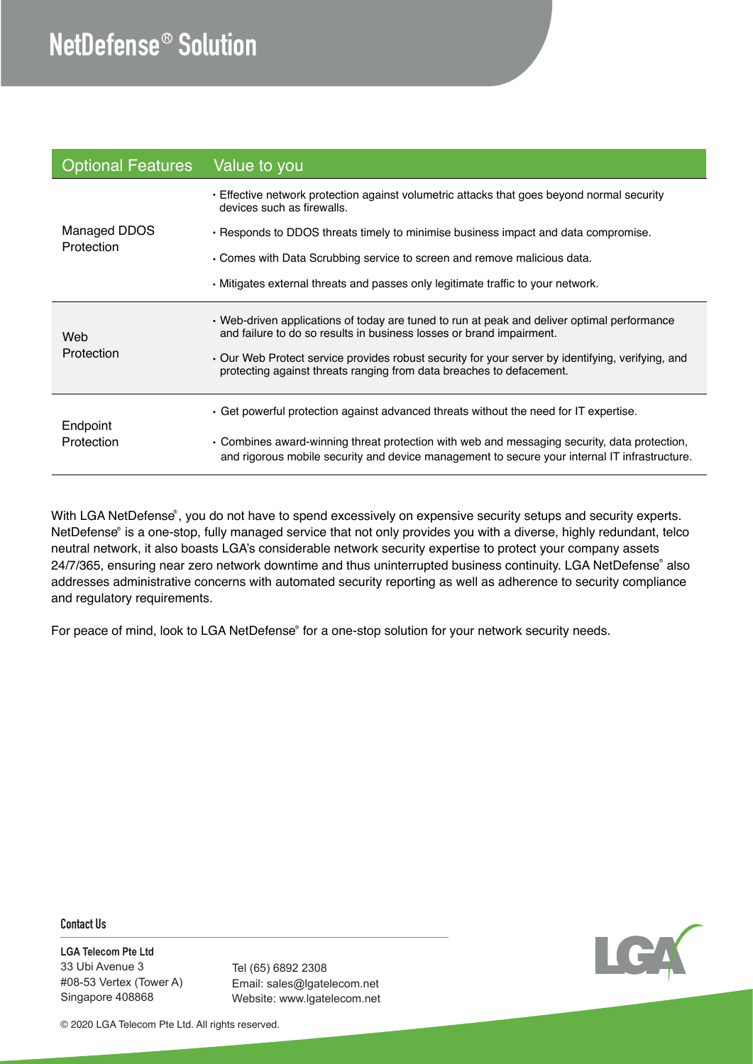# NetDefense® Solution

| Optional Features | Value to you |
| --- | --- |
| Managed DDOS Protection | • Effective network protection against volumetric attacks that goes beyond normal security devices such as firewalls.<br>• Responds to DDOS threats timely to minimise business impact and data compromise.<br>• Comes with Data Scrubbing service to screen and remove malicious data.<br>• Mitigates external threats and passes only legitimate traffic to your network. |
| Web Protection | • Web-driven applications of today are tuned to run at peak and deliver optimal performance and failure to do so results in business losses or brand impairment.<br>• Our Web Protect service provides robust security for your server by identifying, verifying, and protecting against threats ranging from data breaches to defacement. |
| Endpoint Protection | • Get powerful protection against advanced threats without the need for IT expertise.<br>• Combines award-winning threat protection with web and messaging security, data protection, and rigorous mobile security and device management to secure your internal IT infrastructure. |

With LGA NetDefense®, you do not have to spend excessively on expensive security setups and security experts. NetDefense® is a one-stop, fully managed service that not only provides you with a diverse, highly redundant, telco neutral network, it also boasts LGA's considerable network security expertise to protect your company assets 24/7/365, ensuring near zero network downtime and thus uninterrupted business continuity. LGA NetDefense® also addresses administrative concerns with automated security reporting as well as adherence to security compliance and regulatory requirements.

For peace of mind, look to LGA NetDefense® for a one-stop solution for your network security needs.

## Contact Us

**LGA Telecom Pte Ltd**
33 Ubi Avenue 3
#08-53 Vertex (Tower A)
Singapore 408868

Tel (65) 6892 2308
Email: sales@lgatelecom.net
Website: www.lgatelecom.net

© 2020 LGA Telecom Pte Ltd. All rights reserved.